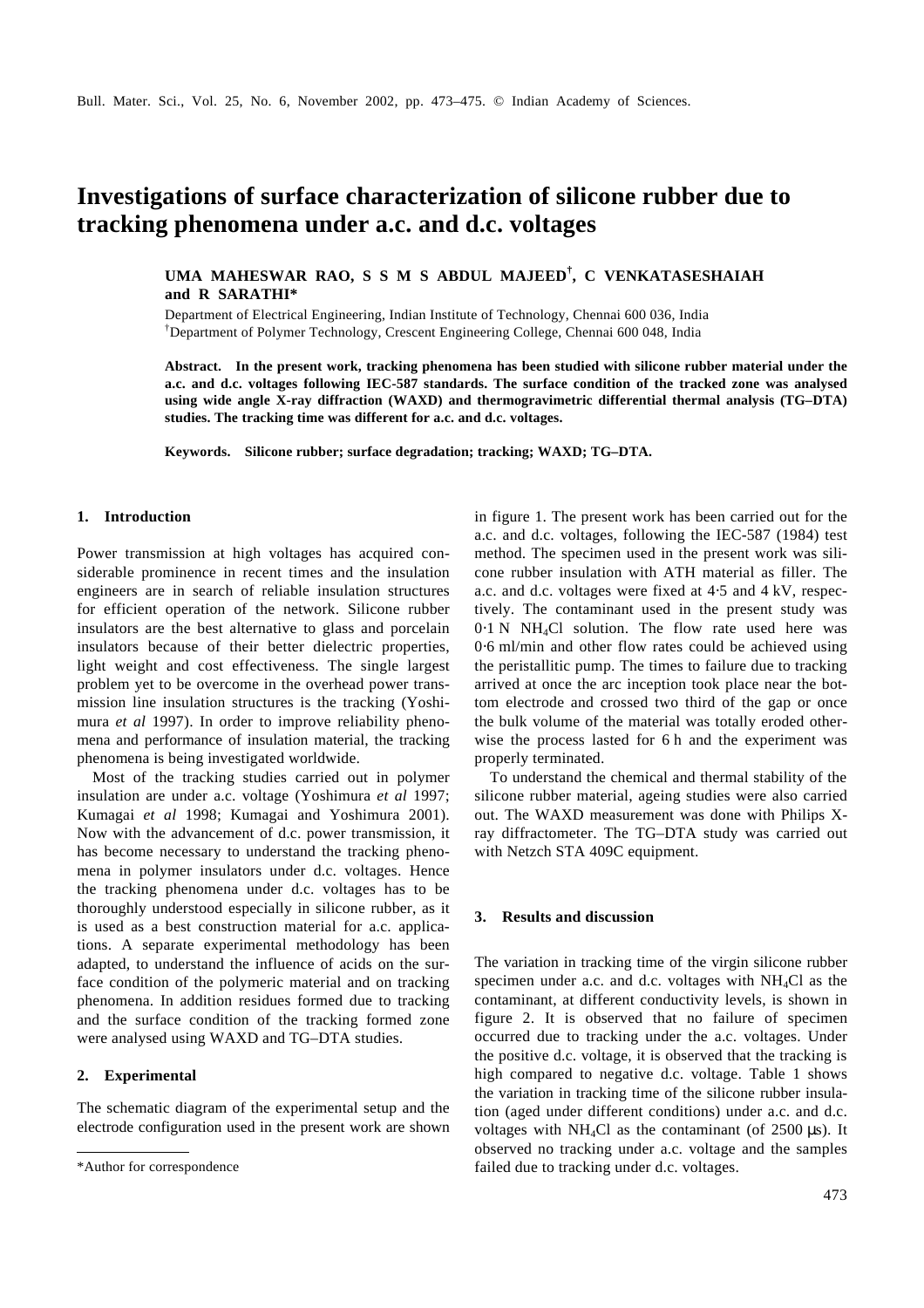# Investigations of surface characterization of silicone rubber due to tracking phenomena under a.c. and d.c. voltages

**UMA MAHESWAR RAO, S S M S ABDUL MAJEED[†], C VENKATASESHAIAH and R SARATHI***

Department of Electrical Engineering, Indian Institute of Technology, Chennai 600 036, India
[†]Department of Polymer Technology, Crescent Engineering College, Chennai 600 048, India

**Abstract. In the present work, tracking phenomena has been studied with silicone rubber material under the a.c. and d.c. voltages following IEC-587 standards. The surface condition of the tracked zone was analysed using wide angle X-ray diffraction (WAXD) and thermogravimetric differential thermal analysis (TG–DTA) studies. The tracking time was different for a.c. and d.c. voltages.**

**Keywords. Silicone rubber; surface degradation; tracking; WAXD; TG–DTA.**

## 1. Introduction

Power transmission at high voltages has acquired considerable prominence in recent times and the insulation engineers are in search of reliable insulation structures for efficient operation of the network. Silicone rubber insulators are the best alternative to glass and porcelain insulators because of their better dielectric properties, light weight and cost effectiveness. The single largest problem yet to be overcome in the overhead power transmission line insulation structures is the tracking (Yoshimura *et al* 1997). In order to improve reliability phenomena and performance of insulation material, the tracking phenomena is being investigated worldwide.

Most of the tracking studies carried out in polymer insulation are under a.c. voltage (Yoshimura *et al* 1997; Kumagai *et al* 1998; Kumagai and Yoshimura 2001). Now with the advancement of d.c. power transmission, it has become necessary to understand the tracking phenomena in polymer insulators under d.c. voltages. Hence the tracking phenomena under d.c. voltages has to be thoroughly understood especially in silicone rubber, as it is used as a best construction material for a.c. applications. A separate experimental methodology has been adapted, to understand the influence of acids on the surface condition of the polymeric material and on tracking phenomena. In addition residues formed due to tracking and the surface condition of the tracking formed zone were analysed using WAXD and TG–DTA studies.

## 2. Experimental

The schematic diagram of the experimental setup and the electrode configuration used in the present work are shown in figure 1. The present work has been carried out for the a.c. and d.c. voltages, following the IEC-587 (1984) test method. The specimen used in the present work was silicone rubber insulation with ATH material as filler. The a.c. and d.c. voltages were fixed at 4·5 and 4 kV, respectively. The contaminant used in the present study was 0·1 N $NH_4Cl$ solution. The flow rate used here was 0·6 ml/min and other flow rates could be achieved using the peristallitic pump. The times to failure due to tracking arrived at once the arc inception took place near the bottom electrode and crossed two third of the gap or once the bulk volume of the material was totally eroded otherwise the process lasted for 6 h and the experiment was properly terminated.

To understand the chemical and thermal stability of the silicone rubber material, ageing studies were also carried out. The WAXD measurement was done with Philips X-ray diffractometer. The TG–DTA study was carried out with Netzch STA 409C equipment.

## 3. Results and discussion

The variation in tracking time of the virgin silicone rubber specimen under a.c. and d.c. voltages with $NH_4Cl$ as the contaminant, at different conductivity levels, is shown in figure 2. It is observed that no failure of specimen occurred due to tracking under the a.c. voltages. Under the positive d.c. voltage, it is observed that the tracking is high compared to negative d.c. voltage. Table 1 shows the variation in tracking time of the silicone rubber insulation (aged under different conditions) under a.c. and d.c. voltages with $NH_4Cl$ as the contaminant (of 2500 μs). It observed no tracking under a.c. voltage and the samples failed due to tracking under d.c. voltages.

---

*Author for correspondence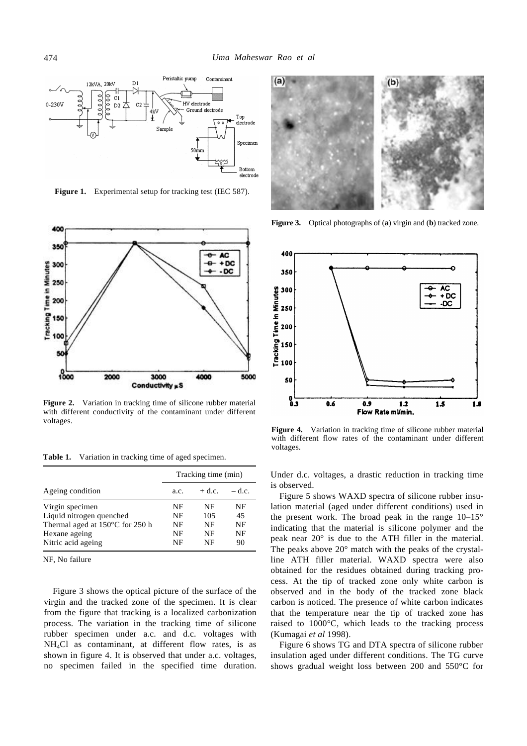Figure 1. Experimental setup for tracking test (IEC 587).

Figure 2. Variation in tracking time of silicone rubber material with different conductivity of the contaminant under different voltages.

Table 1. Variation in tracking time of aged specimen.

| Ageing condition | Tracking time (min) | | |
|---|---|---|---|
| | a.c. | + d.c. | – d.c. |
| Virgin specimen | NF | NF | NF |
| Liquid nitrogen quenched | NF | 105 | 45 |
| Thermal aged at 150°C for 250 h | NF | NF | NF |
| Hexane ageing | NF | NF | NF |
| Nitric acid ageing | NF | NF | 90 |

NF, No failure

Figure 3 shows the optical picture of the surface of the virgin and the tracked zone of the specimen. It is clear from the figure that tracking is a localized carbonization process. The variation in the tracking time of silicone rubber specimen under a.c. and d.c. voltages with $NH_4Cl$ as contaminant, at different flow rates, is as shown in figure 4. It is observed that under a.c. voltages, no specimen failed in the specified time duration. Under d.c. voltages, a drastic reduction in tracking time is observed.

Figure 3. Optical photographs of (a) virgin and (b) tracked zone.

Figure 4. Variation in tracking time of silicone rubber material with different flow rates of the contaminant under different voltages.

Figure 5 shows WAXD spectra of silicone rubber insulation material (aged under different conditions) used in the present work. The broad peak in the range 10–15° indicating that the material is silicone polymer and the peak near 20° is due to the ATH filler in the material. The peaks above 20° match with the peaks of the crystalline ATH filler material. WAXD spectra were also obtained for the residues obtained during tracking process. At the tip of tracked zone only white carbon is observed and in the body of the tracked zone black carbon is noticed. The presence of white carbon indicates that the temperature near the tip of tracked zone has raised to 1000°C, which leads to the tracking process (Kumagai *et al* 1998).

Figure 6 shows TG and DTA spectra of silicone rubber insulation aged under different conditions. The TG curve shows gradual weight loss between 200 and 550°C for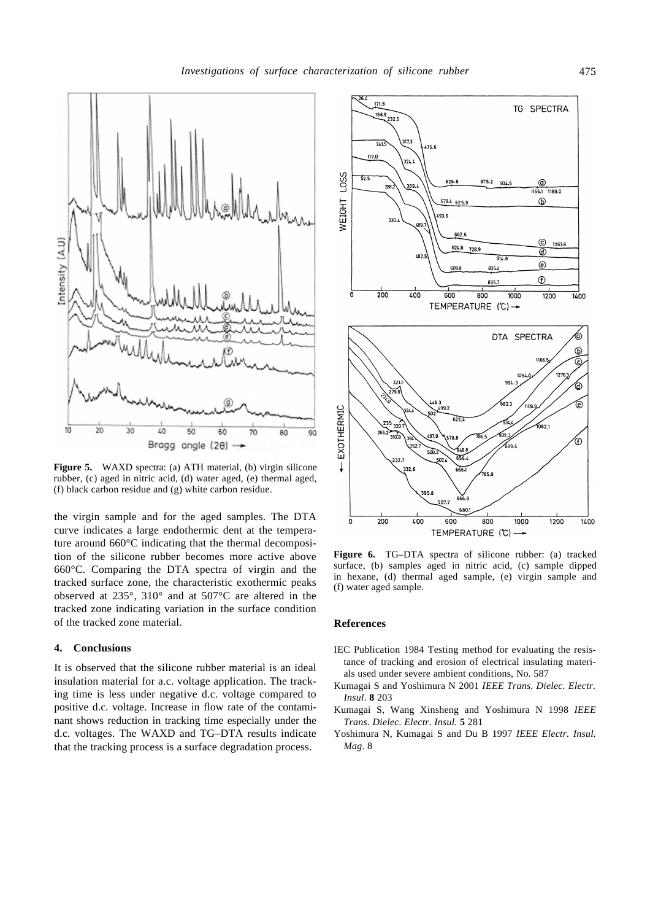Intensity (A.U)

Bragg angle (2θ) ⟶

10 20 30 40 50 60 70 80 90

**Figure 5.** WAXD spectra: (a) ATH material, (b) virgin silicone rubber, (c) aged in nitric acid, (d) water aged, (e) thermal aged, (f) black carbon residue and (g) white carbon residue.

the virgin sample and for the aged samples. The DTA curve indicates a large endothermic dent at the temperature around 660°C indicating that the thermal decomposition of the silicone rubber becomes more active above 660°C. Comparing the DTA spectra of virgin and the tracked surface zone, the characteristic exothermic peaks observed at 235°, 310° and at 507°C are altered in the tracked zone indicating variation in the surface condition of the tracked zone material.

## 4. Conclusions

It is observed that the silicone rubber material is an ideal insulation material for a.c. voltage application. The tracking time is less under negative d.c. voltage compared to positive d.c. voltage. Increase in flow rate of the contaminant shows reduction in tracking time especially under the d.c. voltages. The WAXD and TG–DTA results indicate that the tracking process is a surface degradation process.

TG SPECTRA

WEIGHT LOSS

TEMPERATURE (°C) ⟶

0 200 400 600 800 1000 1200 1400

DTA SPECTRA

← EXOTHERMIC

TEMPERATURE (°C) ⟶

0 200 400 600 800 1000 1200 1400

**Figure 6.** TG–DTA spectra of silicone rubber: (a) tracked surface, (b) samples aged in nitric acid, (c) sample dipped in hexane, (d) thermal aged sample, (e) virgin sample and (f) water aged sample.

## References

IEC Publication 1984 Testing method for evaluating the resistance of tracking and erosion of electrical insulating materials used under severe ambient conditions, No. 587

Kumagai S and Yoshimura N 2001 *IEEE Trans. Dielec. Electr. Insul.* **8** 203

Kumagai S, Wang Xinsheng and Yoshimura N 1998 *IEEE Trans. Dielec. Electr. Insul.* **5** 281

Yoshimura N, Kumagai S and Du B 1997 *IEEE Electr. Insul. Mag.* 8